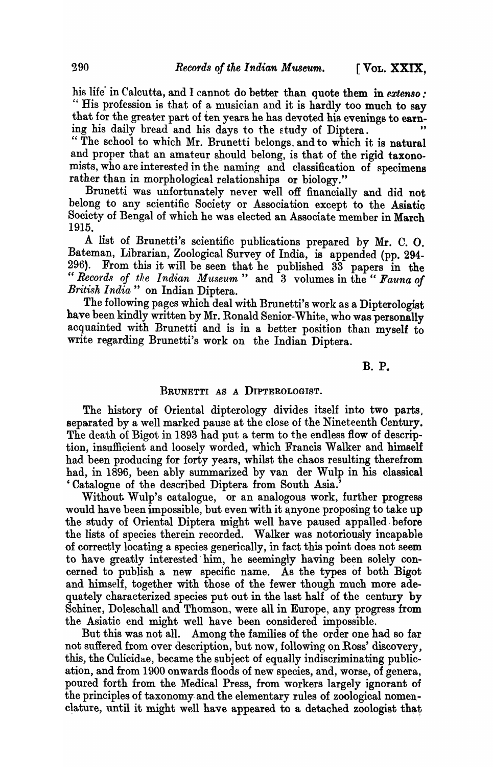his life in Calcutta, and I cannot do better than quote them *in extenso:* "His profession is that of a musician and it is hardly too much to say that for the greater part of ten years he has devoted his evenings to earning his daily bread and his days to the study of Diptera. "

"The school to which Mr. Brunetti belongs, and to which it is natural and proper that an amateur should belong, is that of the rigid taxonomists, who are interested in the naming and classification of specimens rather than in morphological relationships or biology."

Brunetti was unfortunately never well off financially and did not belong to any scientific Society or Association except to the Asiatic Society of Bengal of which he was elected an Associate member in March 1915.

A list of Brunetti's scientific publications prepared by Mr. C. O. Bateman, Librarian, Zoological Survey of India, is appended (pp. 294-296). From this it will be seen that he published 33 papers in the "*Records of the Indian Museum*" and 3 volumes in the "*Fauna of British India*" on Indian Diptera.

The following pages which deal with Brunetti's work as a Dipterologist have been kindly written by Mr. Ronald Senior-White, who was personally acquainted with Brunetti and is in a better position than myself to write regarding Brunetti's work on the Indian Diptera.

B. P.

## BRUNETTI AS A DIPTEROLOGIST.

The history of Oriental dipterology divides itself into two parts, separated by a well marked pause at the close of the Nineteenth Century. The death of Bigot in 1893 had put a term to the endless flow of description, insufficient and loosely worded, which Francis Walker and himself had been producing for forty years, whilst the chaos resulting therefrom had, in 1896, been ably summarized by van der Wulp in his classical 'Catalogue of the described Diptera from South Asia.'

Without Wulp's catalogue, or an analogous work, further progress would have been impossible, but even with it anyone proposing to take up the study of Oriental Diptera might well have paused appalled before the lists of species therein recorded. Walker was notoriously incapable of correctly locating a species generically, in fact this point does not seem to have greatly interested him, he seemingly having been solely concerned to publish a new specific name. As the types of both Bigot and himself, together with those of the fewer though much more adequately characterized species put out in the last half of the century by Schiner, Doleschall and Thomson, were all in Europe, any progress from the Asiatic end might well have been considered impossible.

But this was not all. Among the families of the order one had so far not suffered from over description, but now, following on Ross' discovery, this, the Culicidae, became the subject of equally indiscriminating publication, and from 1900 onwards floods of new species, and, worse, of genera, poured forth from the Medical Press, from workers largely ignorant of the principles of taxonomy and the elementary rules of zoological nomenclature, until it might well have appeared to a detached zoologist that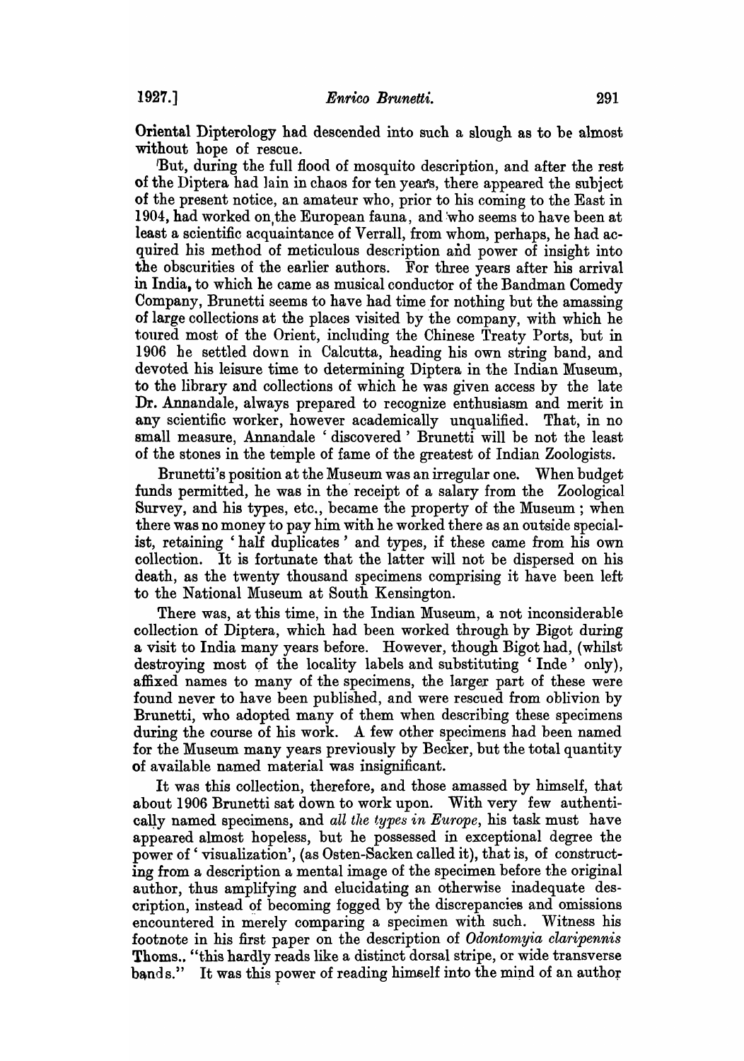Oriental Dipterology had descended into such a slough as to be almost without hope of rescue.

But, during the full flood of mosquito description, and after the rest of the Diptera had lain in chaos for ten years, there appeared the subject of the present notice, an amateur who, prior to his coming to the East in 1904, had worked on the European fauna, and who seems to have been at least a scientific acquaintance of Verrall, from whom, perhaps, he had acquired his method of meticulous description and power of insight into the obscurities of the earlier authors. For three years after his arrival in India, to which he came as musical conductor of the Bandman Comedy Company, Brunetti seems to have had time for nothing but the amassing of large collections at the places visited by the company, with which he toured most of the Orient, including the Chinese Treaty Ports, but in 1906 he settled down in Calcutta, heading his own string band, and devoted his leisure time to determining Diptera in the Indian Museum, to the library and collections of which he was given access by the late Dr. Annandale, always prepared to recognize enthusiasm and merit in any scientific worker, however academically unqualified. That, in no small measure, Annandale 'discovered' Brunetti will be not the least of the stones in the temple of fame of the greatest of Indian Zoologists.

Brunetti's position at the Museum was an irregular one. When budget funds permitted, he was in the receipt of a salary from the Zoological Survey, and his types, etc., became the property of the Museum; when there was no money to pay him with he worked there as an outside specialist, retaining 'half duplicates' and types, if these came from his own collection. It is fortunate that the latter will not be dispersed on his death, as the twenty thousand specimens comprising it have been left to the National Museum at South Kensington.

There was, at this time, in the Indian Museum, a not inconsiderable collection of Diptera, which had been worked through by Bigot during a visit to India many years before. However, though Bigot had, (whilst destroying most of the locality labels and substituting 'Inde' only), affixed names to many of the specimens, the larger part of these were found never to have been published, and were rescued from oblivion by Brunetti, who adopted many of them when describing these specimens during the course of his work. A few other specimens had been named for the Museum many years previously by Becker, but the total quantity of available named material was insignificant.

It was this collection, therefore, and those amassed by himself, that about 1906 Brunetti sat down to work upon. With very few authentically named specimens, and *all the types in Europe*, his task must have appeared almost hopeless, but he possessed in exceptional degree the power of 'visualization', (as Osten-Sacken called it), that is, of constructing from a description a mental image of the specimen before the original author, thus amplifying and elucidating an otherwise inadequate description, instead of becoming fogged by the discrepancies and omissions encountered in merely comparing a specimen with such. Witness his footnote in his first paper on the description of *Odontomyia claripennis* Thoms.. "this hardly reads like a distinct dorsal stripe, or wide transverse bands." It was this power of reading himself into the mind of an author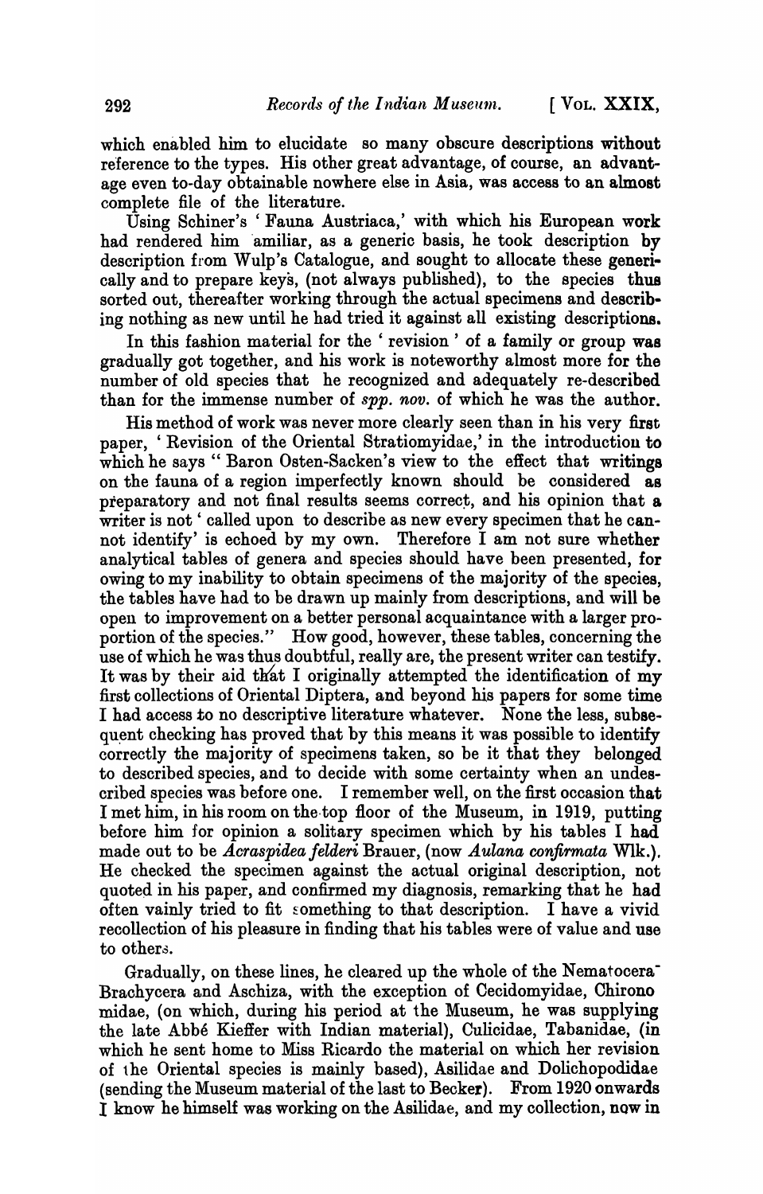which enabled him to elucidate so many obscure descriptions without reference to the types. His other great advantage, of course, an advantage even to-day obtainable nowhere else in Asia, was access to an almost complete file of the literature.

Using Schiner's 'Fauna Austriaca,' with which his European work had rendered him amiliar, as a generic basis, he took description by description from Wulp's Catalogue, and sought to allocate these generically and to prepare keys, (not always published), to the species thus sorted out, thereafter working through the actual specimens and describing nothing as new until he had tried it against all existing descriptions.

In this fashion material for the 'revision' of a family or group was gradually got together, and his work is noteworthy almost more for the number of old species that he recognized and adequately re-described than for the immense number of *spp. nov.* of which he was the author.

His method of work was never more clearly seen than in his very first paper, 'Revision of the Oriental Stratiomyidae,' in the introduction to which he says "Baron Osten-Sacken's view to the effect that writings on the fauna of a region imperfectly known should be considered as preparatory and not final results seems correct, and his opinion that a writer is not 'called upon to describe as new every specimen that he cannot identify' is echoed by my own. Therefore I am not sure whether analytical tables of genera and species should have been presented, for owing to my inability to obtain specimens of the majority of the species, the tables have had to be drawn up mainly from descriptions, and will be open to improvement on a better personal acquaintance with a larger proportion of the species." How good, however, these tables, concerning the use of which he was thus doubtful, really are, the present writer can testify. It was by their aid that I originally attempted the identification of my first collections of Oriental Diptera, and beyond his papers for some time I had access to no descriptive literature whatever. None the less, subsequent checking has proved that by this means it was possible to identify correctly the majority of specimens taken, so be it that they belonged to described species, and to decide with some certainty when an undescribed species was before one. I remember well, on the first occasion that I met him, in his room on the top floor of the Museum, in 1919, putting before him for opinion a solitary specimen which by his tables I had made out to be *Acraspidea felderi* Brauer, (now *Aulana confirmata* Wlk.). He checked the specimen against the actual original description, not quoted in his paper, and confirmed my diagnosis, remarking that he had often vainly tried to fit something to that description. I have a vivid recollection of his pleasure in finding that his tables were of value and use to others.

Gradually, on these lines, he cleared up the whole of the Nematocera-Brachycera and Aschiza, with the exception of Cecidomyidae, Chironomidae, (on which, during his period at the Museum, he was supplying the late Abbé Kieffer with Indian material), Culicidae, Tabanidae, (in which he sent home to Miss Ricardo the material on which her revision of the Oriental species is mainly based), Asilidae and Dolichopodidae (sending the Museum material of the last to Becker). From 1920 onwards I know he himself was working on the Asilidae, and my collection, now in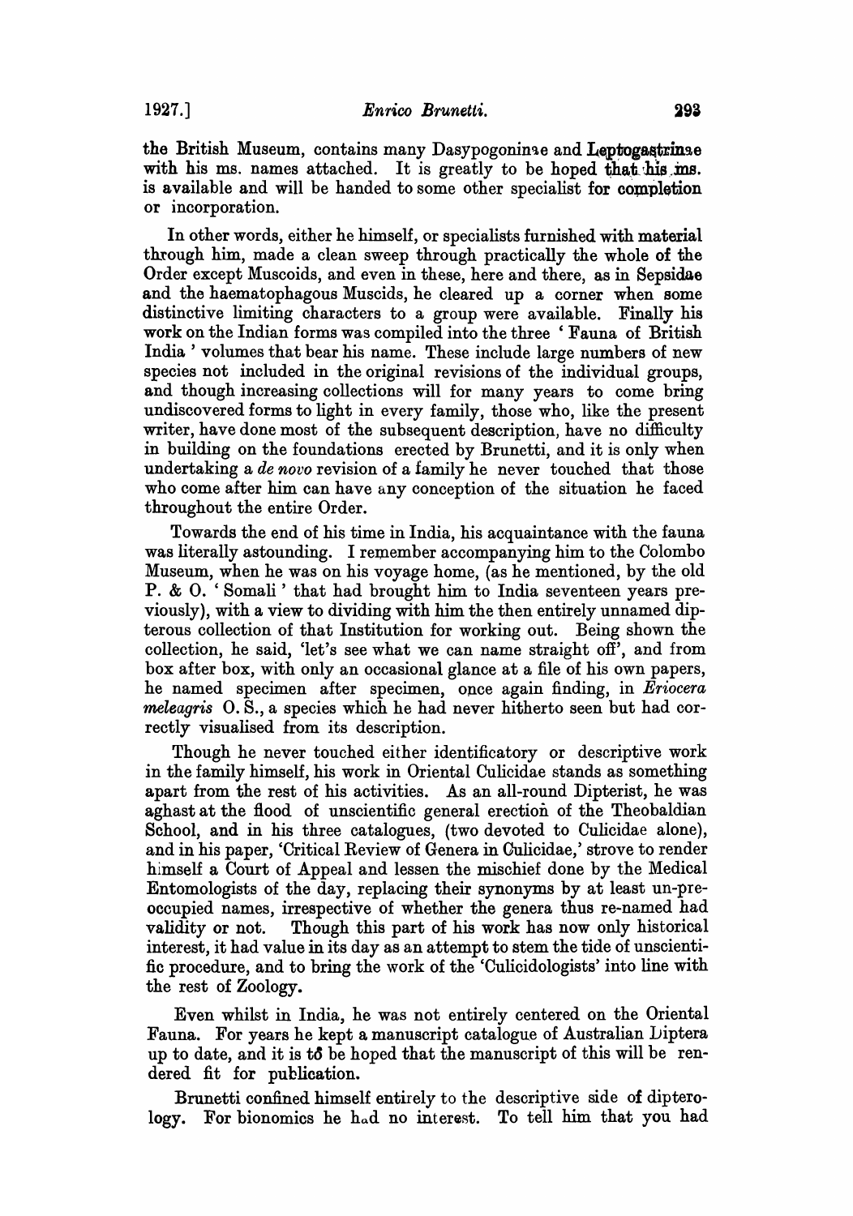the British Museum, contains many Dasypogoninae and Leptogastrinae with his ms. names attached. It is greatly to be hoped that his ms. is available and will be handed to some other specialist for completion or incorporation.

In other words, either he himself, or specialists furnished with material through him, made a clean sweep through practically the whole of the Order except Muscoids, and even in these, here and there, as in Sepsidae and the haematophagous Muscids, he cleared up a corner when some distinctive limiting characters to a group were available. Finally his work on the Indian forms was compiled into the three 'Fauna of British India' volumes that bear his name. These include large numbers of new species not included in the original revisions of the individual groups, and though increasing collections will for many years to come bring undiscovered forms to light in every family, those who, like the present writer, have done most of the subsequent description, have no difficulty in building on the foundations erected by Brunetti, and it is only when undertaking a *de novo* revision of a family he never touched that those who come after him can have any conception of the situation he faced throughout the entire Order.

Towards the end of his time in India, his acquaintance with the fauna was literally astounding. I remember accompanying him to the Colombo Museum, when he was on his voyage home, (as he mentioned, by the old P. & O. 'Somali' that had brought him to India seventeen years previously), with a view to dividing with him the then entirely unnamed dipterous collection of that Institution for working out. Being shown the collection, he said, 'let's see what we can name straight off', and from box after box, with only an occasional glance at a file of his own papers, he named specimen after specimen, once again finding, in *Eriocera meleagris* O. S., a species which he had never hitherto seen but had correctly visualised from its description.

Though he never touched either identificatory or descriptive work in the family himself, his work in Oriental Culicidae stands as something apart from the rest of his activities. As an all-round Dipterist, he was aghast at the flood of unscientific general erection of the Theobaldian School, and in his three catalogues, (two devoted to Culicidae alone), and in his paper, 'Critical Review of Genera in Culicidae,' strove to render himself a Court of Appeal and lessen the mischief done by the Medical Entomologists of the day, replacing their synonyms by at least un-preoccupied names, irrespective of whether the genera thus re-named had validity or not. Though this part of his work has now only historical interest, it had value in its day as an attempt to stem the tide of unscientific procedure, and to bring the work of the 'Culicidologists' into line with the rest of Zoology.

Even whilst in India, he was not entirely centered on the Oriental Fauna. For years he kept a manuscript catalogue of Australian Diptera up to date, and it is to be hoped that the manuscript of this will be rendered fit for publication.

Brunetti confined himself entirely to the descriptive side of dipterology. For bionomics he had no interest. To tell him that you had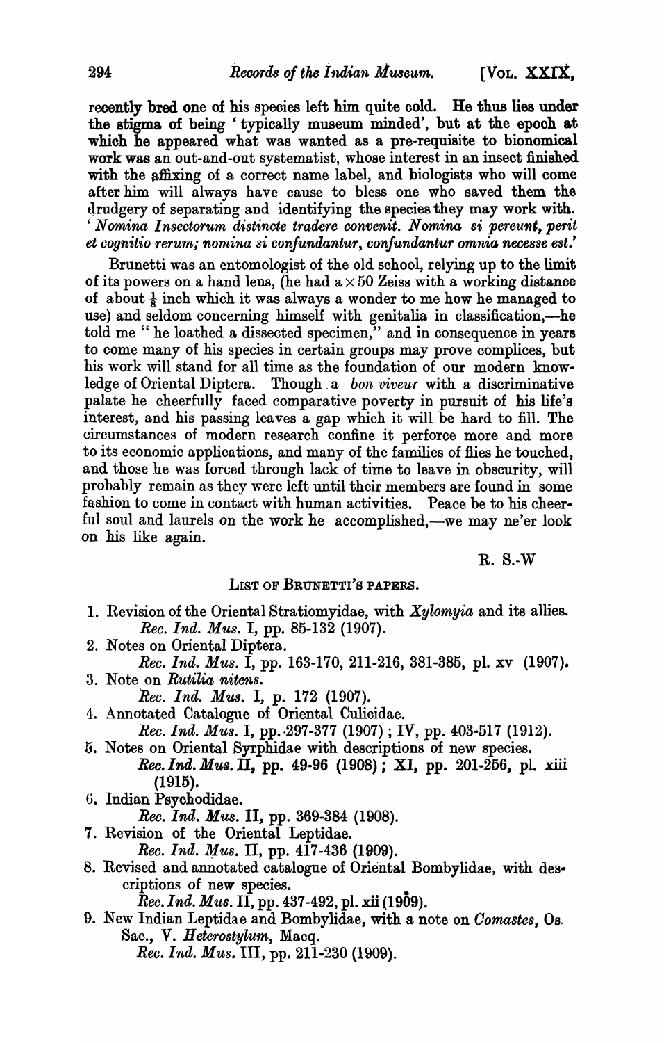recently bred one of his species left him quite cold. He thus lies under the stigma of being 'typically museum minded', but at the epoch at which he appeared what was wanted as a pre-requisite to bionomical work was an out-and-out systematist, whose interest in an insect finished with the affixing of a correct name label, and biologists who will come after him will always have cause to bless one who saved them the drudgery of separating and identifying the species they may work with. '*Nomina Insectorum distincte tradere convenit. Nomina si pereunt, perit et cognitio rerum; nomina si confundantur, confundantur omnia necesse est.*'

Brunetti was an entomologist of the old school, relying up to the limit of its powers on a hand lens, (he had a $\times 50$ Zeiss with a working distance of about $\frac{1}{8}$ inch which it was always a wonder to me how he managed to use) and seldom concerning himself with genitalia in classification,—he told me "he loathed a dissected specimen," and in consequence in years to come many of his species in certain groups may prove complices, but his work will stand for all time as the foundation of our modern knowledge of Oriental Diptera. Though a *bon viveur* with a discriminative palate he cheerfully faced comparative poverty in pursuit of his life's interest, and his passing leaves a gap which it will be hard to fill. The circumstances of modern research confine it perforce more and more to its economic applications, and many of the families of flies he touched, and those he was forced through lack of time to leave in obscurity, will probably remain as they were left until their members are found in some fashion to come in contact with human activities. Peace be to his cheerful soul and laurels on the work he accomplished,—we may ne'er look on his like again.

R. S.-W

## LIST OF BRUNETTI'S PAPERS.

1. Revision of the Oriental Stratiomyidae, with *Xylomyia* and its allies. *Rec. Ind. Mus.* I, pp. 85-132 (1907).
2. Notes on Oriental Diptera. *Rec. Ind. Mus.* I, pp. 163-170, 211-216, 381-385, pl. xv (1907).
3. Note on *Rutilia nitens*. *Rec. Ind. Mus.* I, p. 172 (1907).
4. Annotated Catalogue of Oriental Culicidae. *Rec. Ind. Mus.* I, pp. 297-377 (1907); IV, pp. 403-517 (1912).
5. Notes on Oriental Syrphidae with descriptions of new species. *Rec. Ind. Mus.* II, pp. 49-96 (1908); XI, pp. 201-256, pl. xiii (1915).
6. Indian Psychodidae. *Rec. Ind. Mus.* II, pp. 369-384 (1908).
7. Revision of the Oriental Leptidae. *Rec. Ind. Mus.* II, pp. 417-436 (1909).
8. Revised and annotated catalogue of Oriental Bombylidae, with descriptions of new species. *Rec. Ind. Mus.* II, pp. 437-492, pl. xii (1909).
9. New Indian Leptidae and Bombylidae, with a note on *Comastes*, Os. Sac., V. *Heterostylum*, Macq. *Rec. Ind. Mus.* III, pp. 211-230 (1909).